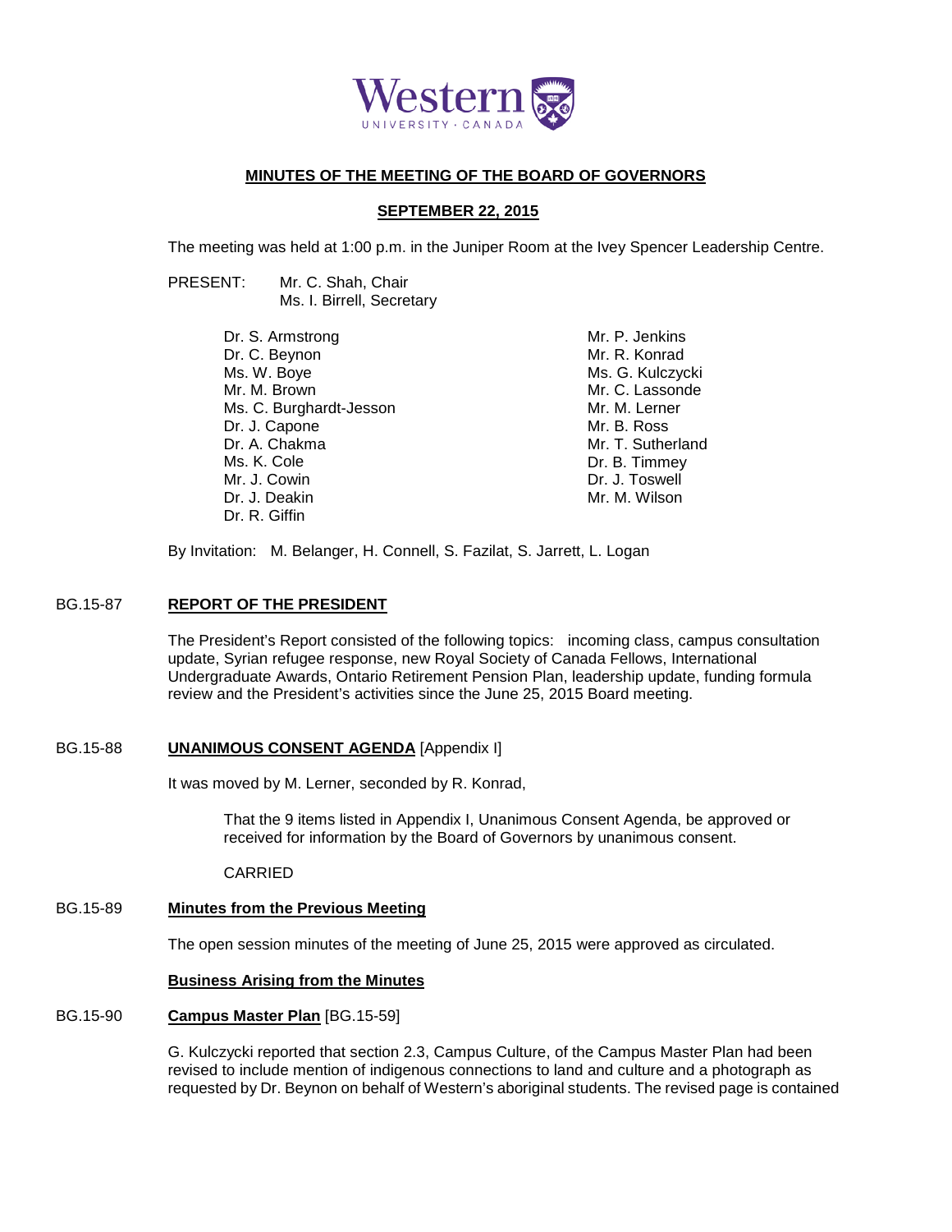Western
UNIVERSITY · CANADA

# MINUTES OF THE MEETING OF THE BOARD OF GOVERNORS

## SEPTEMBER 22, 2015

The meeting was held at 1:00 p.m. in the Juniper Room at the Ivey Spencer Leadership Centre.

PRESENT: Mr. C. Shah, Chair
Ms. I. Birrell, Secretary

Dr. S. Armstrong
Dr. C. Beynon
Ms. W. Boye
Mr. M. Brown
Ms. C. Burghardt-Jesson
Dr. J. Capone
Dr. A. Chakma
Ms. K. Cole
Mr. J. Cowin
Dr. J. Deakin
Dr. R. Giffin
Mr. P. Jenkins
Mr. R. Konrad
Ms. G. Kulczycki
Mr. C. Lassonde
Mr. M. Lerner
Mr. B. Ross
Mr. T. Sutherland
Dr. B. Timmey
Dr. J. Toswell
Mr. M. Wilson

By Invitation: M. Belanger, H. Connell, S. Fazilat, S. Jarrett, L. Logan

**BG.15-87** **REPORT OF THE PRESIDENT**

The President's Report consisted of the following topics: incoming class, campus consultation update, Syrian refugee response, new Royal Society of Canada Fellows, International Undergraduate Awards, Ontario Retirement Pension Plan, leadership update, funding formula review and the President's activities since the June 25, 2015 Board meeting.

**BG.15-88** **UNANIMOUS CONSENT AGENDA** [Appendix I]

It was moved by M. Lerner, seconded by R. Konrad,

> That the 9 items listed in Appendix I, Unanimous Consent Agenda, be approved or received for information by the Board of Governors by unanimous consent.
>
> CARRIED

**BG.15-89** **Minutes from the Previous Meeting**

The open session minutes of the meeting of June 25, 2015 were approved as circulated.

**Business Arising from the Minutes**

**BG.15-90** **Campus Master Plan** [BG.15-59]

G. Kulczycki reported that section 2.3, Campus Culture, of the Campus Master Plan had been revised to include mention of indigenous connections to land and culture and a photograph as requested by Dr. Beynon on behalf of Western's aboriginal students. The revised page is contained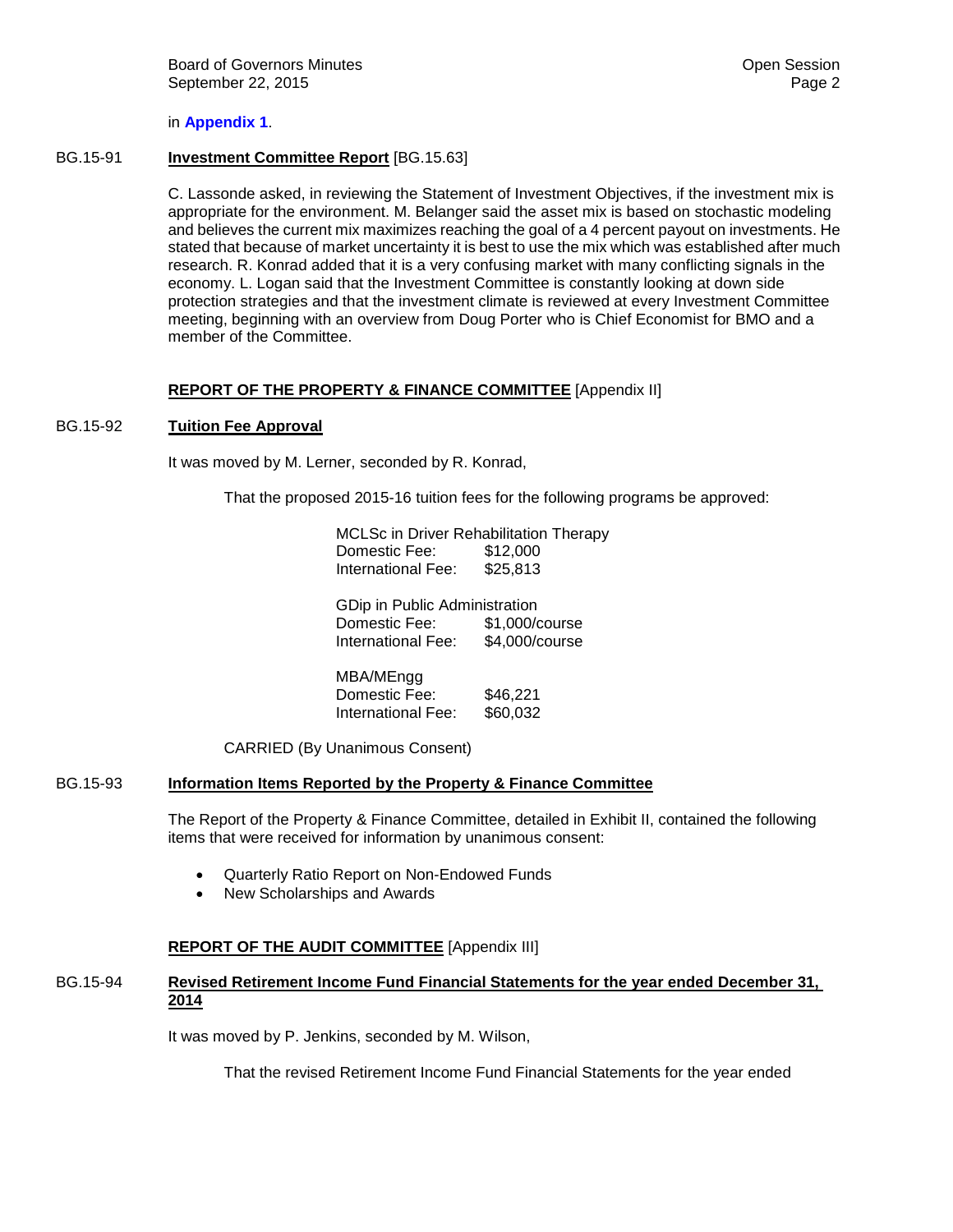in **Appendix 1**.

BG.15-91 **Investment Committee Report** [BG.15.63]

C. Lassonde asked, in reviewing the Statement of Investment Objectives, if the investment mix is appropriate for the environment. M. Belanger said the asset mix is based on stochastic modeling and believes the current mix maximizes reaching the goal of a 4 percent payout on investments. He stated that because of market uncertainty it is best to use the mix which was established after much research. R. Konrad added that it is a very confusing market with many conflicting signals in the economy. L. Logan said that the Investment Committee is constantly looking at down side protection strategies and that the investment climate is reviewed at every Investment Committee meeting, beginning with an overview from Doug Porter who is Chief Economist for BMO and a member of the Committee.

**REPORT OF THE PROPERTY & FINANCE COMMITTEE** [Appendix II]

BG.15-92 **Tuition Fee Approval**

It was moved by M. Lerner, seconded by R. Konrad,

That the proposed 2015-16 tuition fees for the following programs be approved:

MCLSc in Driver Rehabilitation Therapy
Domestic Fee: $12,000
International Fee: $25,813

GDip in Public Administration
Domestic Fee: $1,000/course
International Fee: $4,000/course

MBA/MEngg
Domestic Fee: $46,221
International Fee: $60,032

CARRIED (By Unanimous Consent)

BG.15-93 **Information Items Reported by the Property & Finance Committee**

The Report of the Property & Finance Committee, detailed in Exhibit II, contained the following items that were received for information by unanimous consent:

- Quarterly Ratio Report on Non-Endowed Funds
- New Scholarships and Awards

**REPORT OF THE AUDIT COMMITTEE** [Appendix III]

BG.15-94 **Revised Retirement Income Fund Financial Statements for the year ended December 31, 2014**

It was moved by P. Jenkins, seconded by M. Wilson,

That the revised Retirement Income Fund Financial Statements for the year ended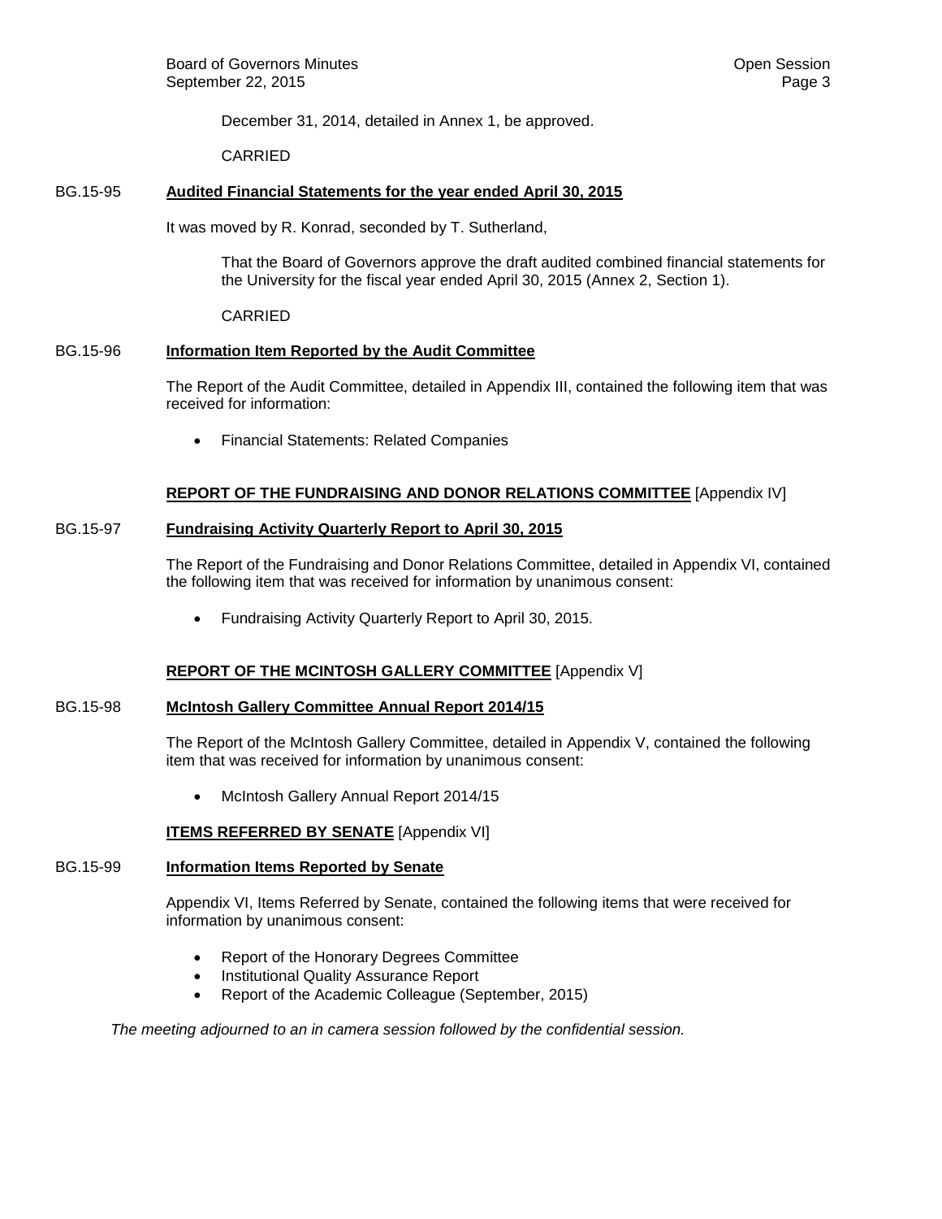December 31, 2014, detailed in Annex 1, be approved.

CARRIED

BG.15-95 **Audited Financial Statements for the year ended April 30, 2015**

It was moved by R. Konrad, seconded by T. Sutherland,

That the Board of Governors approve the draft audited combined financial statements for the University for the fiscal year ended April 30, 2015 (Annex 2, Section 1).

CARRIED

BG.15-96 **Information Item Reported by the Audit Committee**

The Report of the Audit Committee, detailed in Appendix III, contained the following item that was received for information:

- Financial Statements: Related Companies

**REPORT OF THE FUNDRAISING AND DONOR RELATIONS COMMITTEE** [Appendix IV]

BG.15-97 **Fundraising Activity Quarterly Report to April 30, 2015**

The Report of the Fundraising and Donor Relations Committee, detailed in Appendix VI, contained the following item that was received for information by unanimous consent:

- Fundraising Activity Quarterly Report to April 30, 2015.

**REPORT OF THE MCINTOSH GALLERY COMMITTEE** [Appendix V]

BG.15-98 **McIntosh Gallery Committee Annual Report 2014/15**

The Report of the McIntosh Gallery Committee, detailed in Appendix V, contained the following item that was received for information by unanimous consent:

- McIntosh Gallery Annual Report 2014/15

**ITEMS REFERRED BY SENATE** [Appendix VI]

BG.15-99 **Information Items Reported by Senate**

Appendix VI, Items Referred by Senate, contained the following items that were received for information by unanimous consent:

- Report of the Honorary Degrees Committee
- Institutional Quality Assurance Report
- Report of the Academic Colleague (September, 2015)

*The meeting adjourned to an in camera session followed by the confidential session.*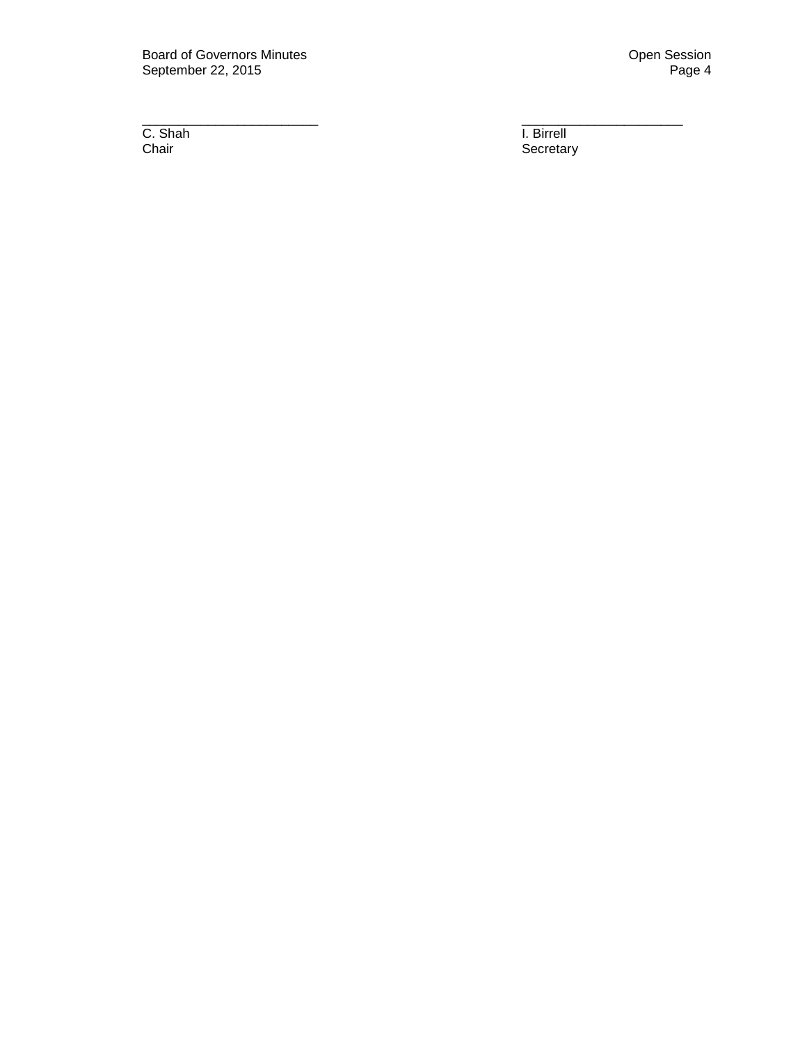| ________________________ | ______________________ |
|---|---|
| C. Shah | I. Birrell |
| Chair | Secretary |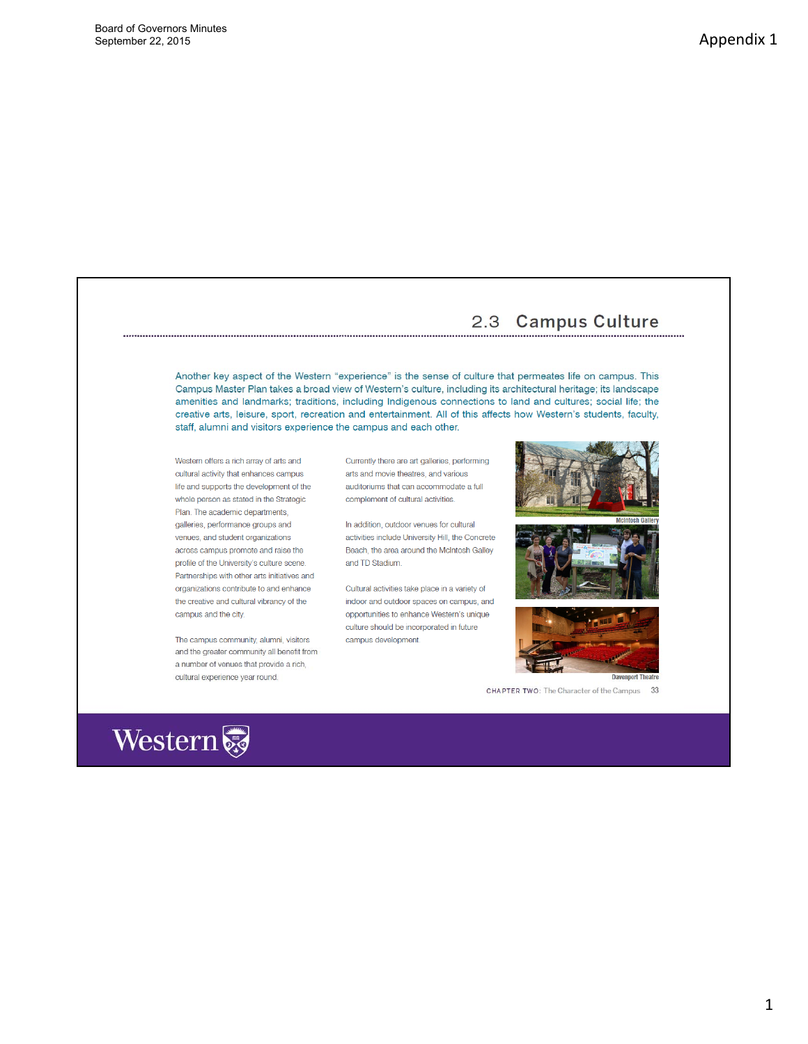Board of Governors Minutes
September 22, 2015

Appendix 1

## 2.3 Campus Culture

Another key aspect of the Western "experience" is the sense of culture that permeates life on campus. This Campus Master Plan takes a broad view of Western's culture, including its architectural heritage; its landscape amenities and landmarks; traditions, including Indigenous connections to land and cultures; social life; the creative arts, leisure, sport, recreation and entertainment. All of this affects how Western's students, faculty, staff, alumni and visitors experience the campus and each other.

Western offers a rich array of arts and cultural activity that enhances campus life and supports the development of the whole person as stated in the Strategic Plan. The academic departments, galleries, performance groups and venues, and student organizations across campus promote and raise the profile of the University's culture scene. Partnerships with other arts initiatives and organizations contribute to and enhance the creative and cultural vibrancy of the campus and the city.

The campus community, alumni, visitors and the greater community all benefit from a number of venues that provide a rich, cultural experience year round.

Currently there are art galleries, performing arts and movie theatres, and various auditoriums that can accommodate a full complement of cultural activities.

In addition, outdoor venues for cultural activities include University Hill, the Concrete Beach, the area around the McIntosh Galley and TD Stadium.

Cultural activities take place in a variety of indoor and outdoor spaces on campus, and opportunities to enhance Western's unique culture should be incorporated in future campus development.

McIntosh Gallery

Davenport Theatre

CHAPTER TWO: The Character of the Campus 33

Western